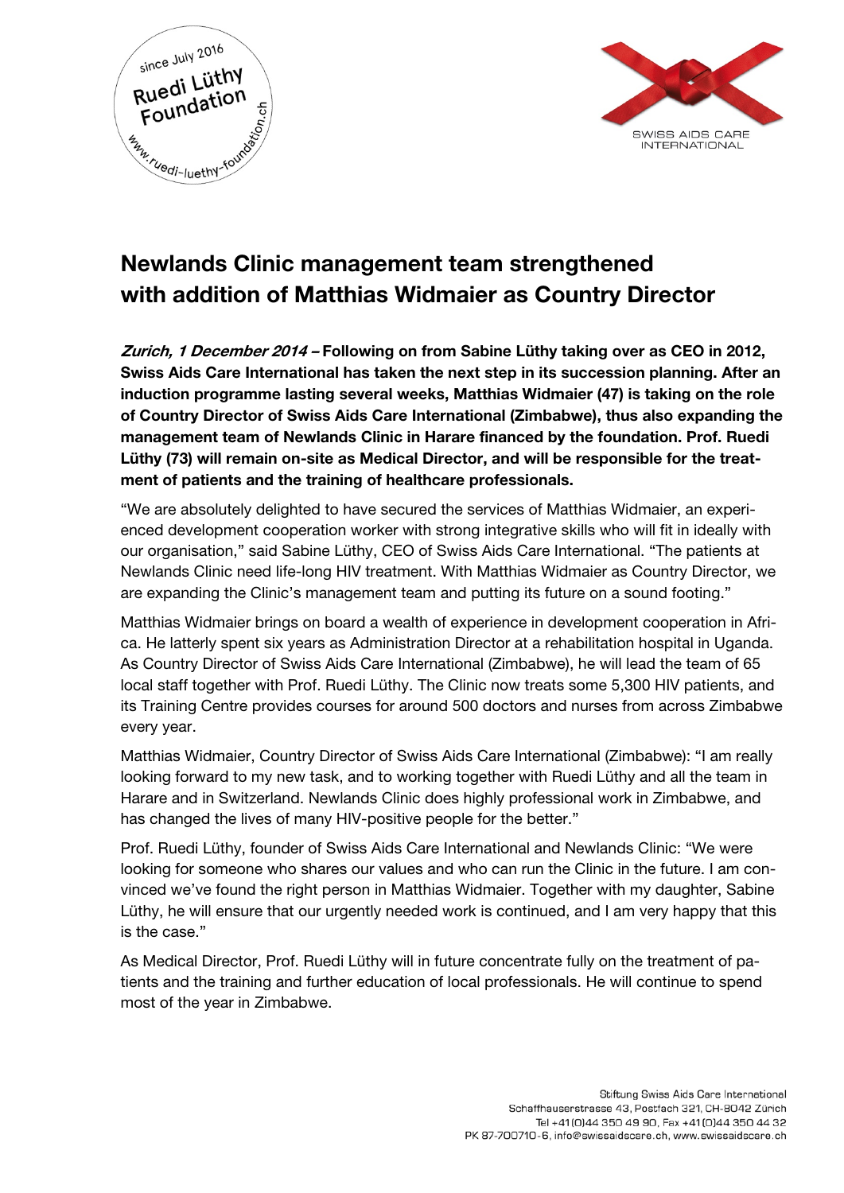# Newlands Clinic management team strengthened with addition of Matthias Widmaier as Country Director

***Zurich, 1 December 2014*** **– Following on from Sabine Lüthy taking over as CEO in 2012, Swiss Aids Care International has taken the next step in its succession planning. After an induction programme lasting several weeks, Matthias Widmaier (47) is taking on the role of Country Director of Swiss Aids Care International (Zimbabwe), thus also expanding the management team of Newlands Clinic in Harare financed by the foundation. Prof. Ruedi Lüthy (73) will remain on-site as Medical Director, and will be responsible for the treatment of patients and the training of healthcare professionals.**

"We are absolutely delighted to have secured the services of Matthias Widmaier, an experienced development cooperation worker with strong integrative skills who will fit in ideally with our organisation," said Sabine Lüthy, CEO of Swiss Aids Care International. "The patients at Newlands Clinic need life-long HIV treatment. With Matthias Widmaier as Country Director, we are expanding the Clinic's management team and putting its future on a sound footing."

Matthias Widmaier brings on board a wealth of experience in development cooperation in Africa. He latterly spent six years as Administration Director at a rehabilitation hospital in Uganda. As Country Director of Swiss Aids Care International (Zimbabwe), he will lead the team of 65 local staff together with Prof. Ruedi Lüthy. The Clinic now treats some 5,300 HIV patients, and its Training Centre provides courses for around 500 doctors and nurses from across Zimbabwe every year.

Matthias Widmaier, Country Director of Swiss Aids Care International (Zimbabwe): "I am really looking forward to my new task, and to working together with Ruedi Lüthy and all the team in Harare and in Switzerland. Newlands Clinic does highly professional work in Zimbabwe, and has changed the lives of many HIV-positive people for the better."

Prof. Ruedi Lüthy, founder of Swiss Aids Care International and Newlands Clinic: "We were looking for someone who shares our values and who can run the Clinic in the future. I am convinced we've found the right person in Matthias Widmaier. Together with my daughter, Sabine Lüthy, he will ensure that our urgently needed work is continued, and I am very happy that this is the case."

As Medical Director, Prof. Ruedi Lüthy will in future concentrate fully on the treatment of patients and the training and further education of local professionals. He will continue to spend most of the year in Zimbabwe.

Stiftung Swiss Aids Care International
Schaffhauserstrasse 43, Postfach 321, CH-8042 Zürich
Tel +41(0)44 350 49 90, Fax +41(0)44 350 44 32
PK 87-700710-6, info@swissaidscare.ch, www.swissaidscare.ch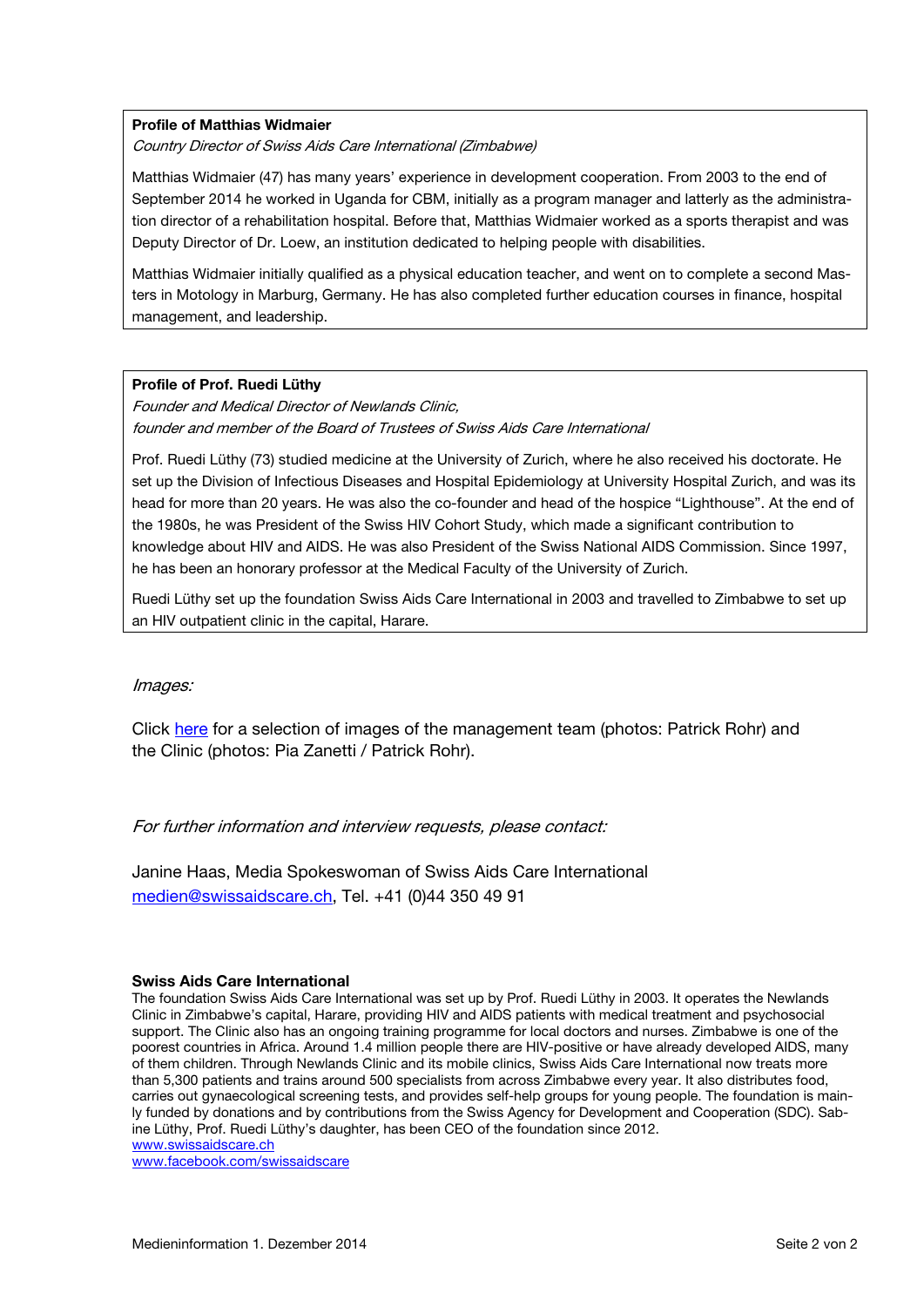**Profile of Matthias Widmaier**

*Country Director of Swiss Aids Care International (Zimbabwe)*

Matthias Widmaier (47) has many years' experience in development cooperation. From 2003 to the end of September 2014 he worked in Uganda for CBM, initially as a program manager and latterly as the administration director of a rehabilitation hospital. Before that, Matthias Widmaier worked as a sports therapist and was Deputy Director of Dr. Loew, an institution dedicated to helping people with disabilities.

Matthias Widmaier initially qualified as a physical education teacher, and went on to complete a second Masters in Motology in Marburg, Germany. He has also completed further education courses in finance, hospital management, and leadership.

**Profile of Prof. Ruedi Lüthy**

*Founder and Medical Director of Newlands Clinic,*
*founder and member of the Board of Trustees of Swiss Aids Care International*

Prof. Ruedi Lüthy (73) studied medicine at the University of Zurich, where he also received his doctorate. He set up the Division of Infectious Diseases and Hospital Epidemiology at University Hospital Zurich, and was its head for more than 20 years. He was also the co-founder and head of the hospice "Lighthouse". At the end of the 1980s, he was President of the Swiss HIV Cohort Study, which made a significant contribution to knowledge about HIV and AIDS. He was also President of the Swiss National AIDS Commission. Since 1997, he has been an honorary professor at the Medical Faculty of the University of Zurich.

Ruedi Lüthy set up the foundation Swiss Aids Care International in 2003 and travelled to Zimbabwe to set up an HIV outpatient clinic in the capital, Harare.

*Images:*

Click here for a selection of images of the management team (photos: Patrick Rohr) and the Clinic (photos: Pia Zanetti / Patrick Rohr).

*For further information and interview requests, please contact:*

Janine Haas, Media Spokeswoman of Swiss Aids Care International
medien@swissaidscare.ch, Tel. +41 (0)44 350 49 91

**Swiss Aids Care International**
The foundation Swiss Aids Care International was set up by Prof. Ruedi Lüthy in 2003. It operates the Newlands Clinic in Zimbabwe's capital, Harare, providing HIV and AIDS patients with medical treatment and psychosocial support. The Clinic also has an ongoing training programme for local doctors and nurses. Zimbabwe is one of the poorest countries in Africa. Around 1.4 million people there are HIV-positive or have already developed AIDS, many of them children. Through Newlands Clinic and its mobile clinics, Swiss Aids Care International now treats more than 5,300 patients and trains around 500 specialists from across Zimbabwe every year. It also distributes food, carries out gynaecological screening tests, and provides self-help groups for young people. The foundation is mainly funded by donations and by contributions from the Swiss Agency for Development and Cooperation (SDC). Sabine Lüthy, Prof. Ruedi Lüthy's daughter, has been CEO of the foundation since 2012.
www.swissaidscare.ch
www.facebook.com/swissaidscare